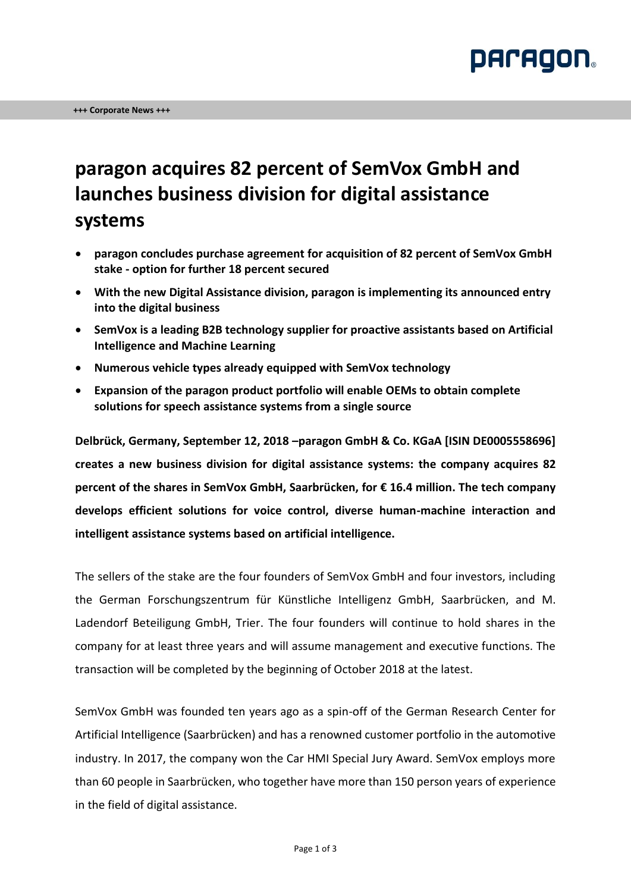+++ Corporate News +++

# paragon acquires 82 percent of SemVox GmbH and launches business division for digital assistance systems

- **paragon concludes purchase agreement for acquisition of 82 percent of SemVox GmbH stake - option for further 18 percent secured**
- **With the new Digital Assistance division, paragon is implementing its announced entry into the digital business**
- **SemVox is a leading B2B technology supplier for proactive assistants based on Artificial Intelligence and Machine Learning**
- **Numerous vehicle types already equipped with SemVox technology**
- **Expansion of the paragon product portfolio will enable OEMs to obtain complete solutions for speech assistance systems from a single source**

**Delbrück, Germany, September 12, 2018 –paragon GmbH & Co. KGaA [ISIN DE0005558696] creates a new business division for digital assistance systems: the company acquires 82 percent of the shares in SemVox GmbH, Saarbrücken, for € 16.4 million. The tech company develops efficient solutions for voice control, diverse human-machine interaction and intelligent assistance systems based on artificial intelligence.**

The sellers of the stake are the four founders of SemVox GmbH and four investors, including the German Forschungszentrum für Künstliche Intelligenz GmbH, Saarbrücken, and M. Ladendorf Beteiligung GmbH, Trier. The four founders will continue to hold shares in the company for at least three years and will assume management and executive functions. The transaction will be completed by the beginning of October 2018 at the latest.

SemVox GmbH was founded ten years ago as a spin-off of the German Research Center for Artificial Intelligence (Saarbrücken) and has a renowned customer portfolio in the automotive industry. In 2017, the company won the Car HMI Special Jury Award. SemVox employs more than 60 people in Saarbrücken, who together have more than 150 person years of experience in the field of digital assistance.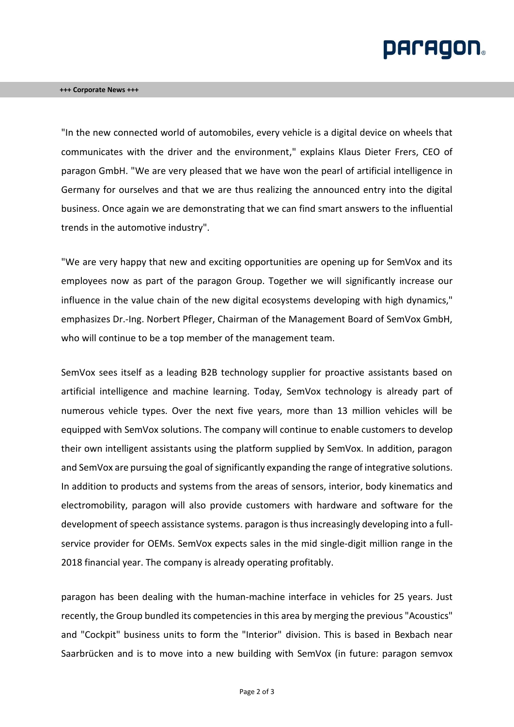"In the new connected world of automobiles, every vehicle is a digital device on wheels that communicates with the driver and the environment," explains Klaus Dieter Frers, CEO of paragon GmbH. "We are very pleased that we have won the pearl of artificial intelligence in Germany for ourselves and that we are thus realizing the announced entry into the digital business. Once again we are demonstrating that we can find smart answers to the influential trends in the automotive industry".

"We are very happy that new and exciting opportunities are opening up for SemVox and its employees now as part of the paragon Group. Together we will significantly increase our influence in the value chain of the new digital ecosystems developing with high dynamics," emphasizes Dr.-Ing. Norbert Pfleger, Chairman of the Management Board of SemVox GmbH, who will continue to be a top member of the management team.

SemVox sees itself as a leading B2B technology supplier for proactive assistants based on artificial intelligence and machine learning. Today, SemVox technology is already part of numerous vehicle types. Over the next five years, more than 13 million vehicles will be equipped with SemVox solutions. The company will continue to enable customers to develop their own intelligent assistants using the platform supplied by SemVox. In addition, paragon and SemVox are pursuing the goal of significantly expanding the range of integrative solutions. In addition to products and systems from the areas of sensors, interior, body kinematics and electromobility, paragon will also provide customers with hardware and software for the development of speech assistance systems. paragon is thus increasingly developing into a full-service provider for OEMs. SemVox expects sales in the mid single-digit million range in the 2018 financial year. The company is already operating profitably.

paragon has been dealing with the human-machine interface in vehicles for 25 years. Just recently, the Group bundled its competencies in this area by merging the previous "Acoustics" and "Cockpit" business units to form the "Interior" division. This is based in Bexbach near Saarbrücken and is to move into a new building with SemVox (in future: paragon semvox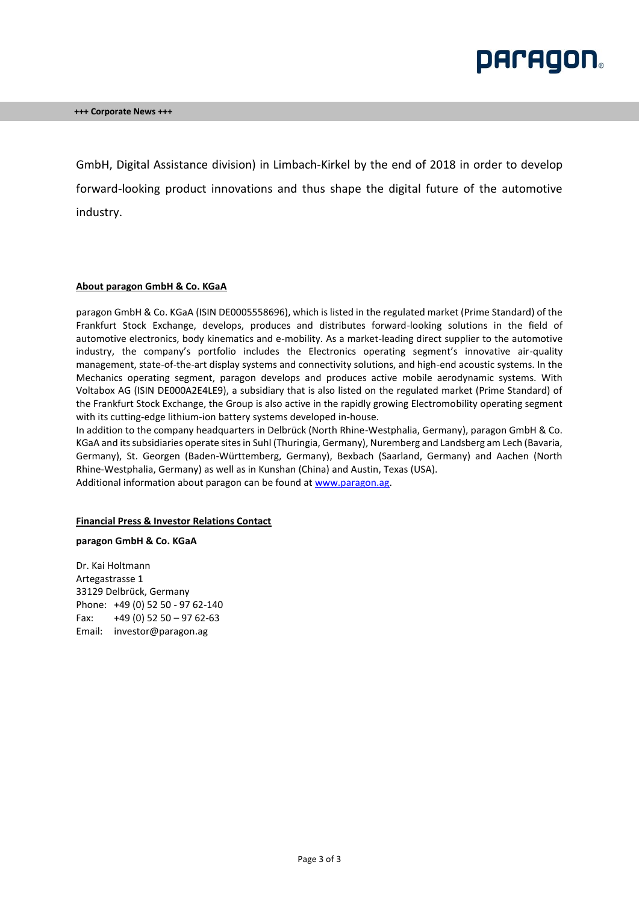GmbH, Digital Assistance division) in Limbach-Kirkel by the end of 2018 in order to develop forward-looking product innovations and thus shape the digital future of the automotive industry.

**About paragon GmbH & Co. KGaA**

paragon GmbH & Co. KGaA (ISIN DE0005558696), which is listed in the regulated market (Prime Standard) of the Frankfurt Stock Exchange, develops, produces and distributes forward-looking solutions in the field of automotive electronics, body kinematics and e-mobility. As a market-leading direct supplier to the automotive industry, the company's portfolio includes the Electronics operating segment's innovative air-quality management, state-of-the-art display systems and connectivity solutions, and high-end acoustic systems. In the Mechanics operating segment, paragon develops and produces active mobile aerodynamic systems. With Voltabox AG (ISIN DE000A2E4LE9), a subsidiary that is also listed on the regulated market (Prime Standard) of the Frankfurt Stock Exchange, the Group is also active in the rapidly growing Electromobility operating segment with its cutting-edge lithium-ion battery systems developed in-house.

In addition to the company headquarters in Delbrück (North Rhine-Westphalia, Germany), paragon GmbH & Co. KGaA and its subsidiaries operate sites in Suhl (Thuringia, Germany), Nuremberg and Landsberg am Lech (Bavaria, Germany), St. Georgen (Baden-Württemberg, Germany), Bexbach (Saarland, Germany) and Aachen (North Rhine-Westphalia, Germany) as well as in Kunshan (China) and Austin, Texas (USA).

Additional information about paragon can be found at www.paragon.ag.

**Financial Press & Investor Relations Contact**

**paragon GmbH & Co. KGaA**

Dr. Kai Holtmann
Artegastrasse 1
33129 Delbrück, Germany
Phone: +49 (0) 52 50 - 97 62-140
Fax: +49 (0) 52 50 – 97 62-63
Email: investor@paragon.ag